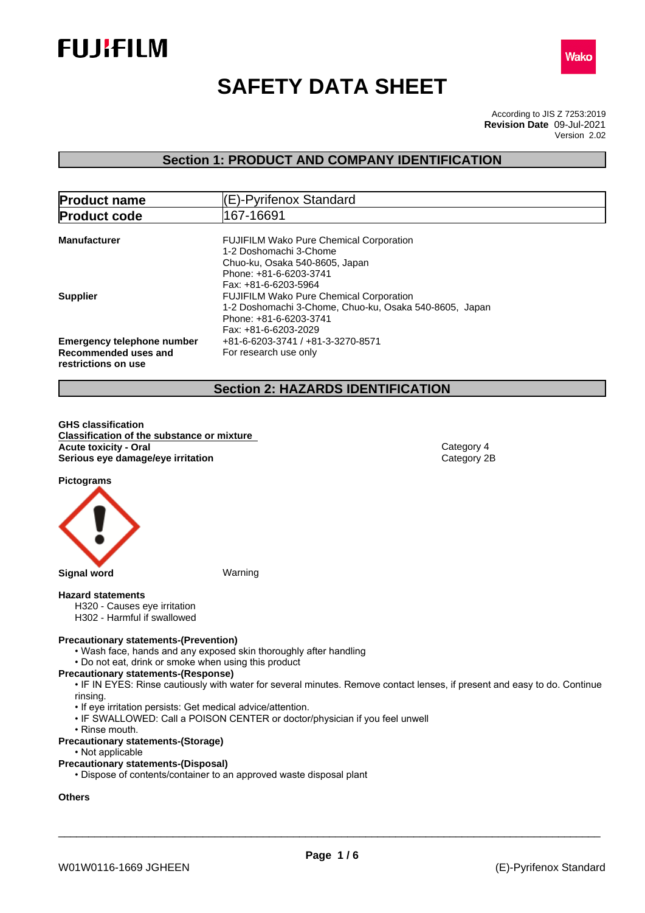# SAFETY DATA SHEET

According to JIS Z 7253:2019
**Revision Date** 09-Jul-2021
Version 2.02

## Section 1: PRODUCT AND COMPANY IDENTIFICATION

| **Product name** | (E)-Pyrifenox Standard |
|---|---|
| **Product code** | 167-16691 |

**Manufacturer**
FUJIFILM Wako Pure Chemical Corporation
1-2 Doshomachi 3-Chome
Chuo-ku, Osaka 540-8605, Japan
Phone: +81-6-6203-3741
Fax: +81-6-6203-5964

**Supplier**
FUJIFILM Wako Pure Chemical Corporation
1-2 Doshomachi 3-Chome, Chuo-ku, Osaka 540-8605, Japan
Phone: +81-6-6203-3741
Fax: +81-6-6203-2029

**Emergency telephone number** +81-6-6203-3741 / +81-3-3270-8571

**Recommended uses and restrictions on use** For research use only

## Section 2: HAZARDS IDENTIFICATION

**GHS classification**

**Classification of the substance or mixture**

| | |
|---|---|
| **Acute toxicity - Oral** | Category 4 |
| **Serious eye damage/eye irritation** | Category 2B |

**Pictograms**

**Signal word** Warning

**Hazard statements**

H320 - Causes eye irritation
H302 - Harmful if swallowed

**Precautionary statements-(Prevention)**

- Wash face, hands and any exposed skin thoroughly after handling
- Do not eat, drink or smoke when using this product

**Precautionary statements-(Response)**

- IF IN EYES: Rinse cautiously with water for several minutes. Remove contact lenses, if present and easy to do. Continue rinsing.
- If eye irritation persists: Get medical advice/attention.
- IF SWALLOWED: Call a POISON CENTER or doctor/physician if you feel unwell
- Rinse mouth.

**Precautionary statements-(Storage)**

- Not applicable

**Precautionary statements-(Disposal)**

- Dispose of contents/container to an approved waste disposal plant

**Others**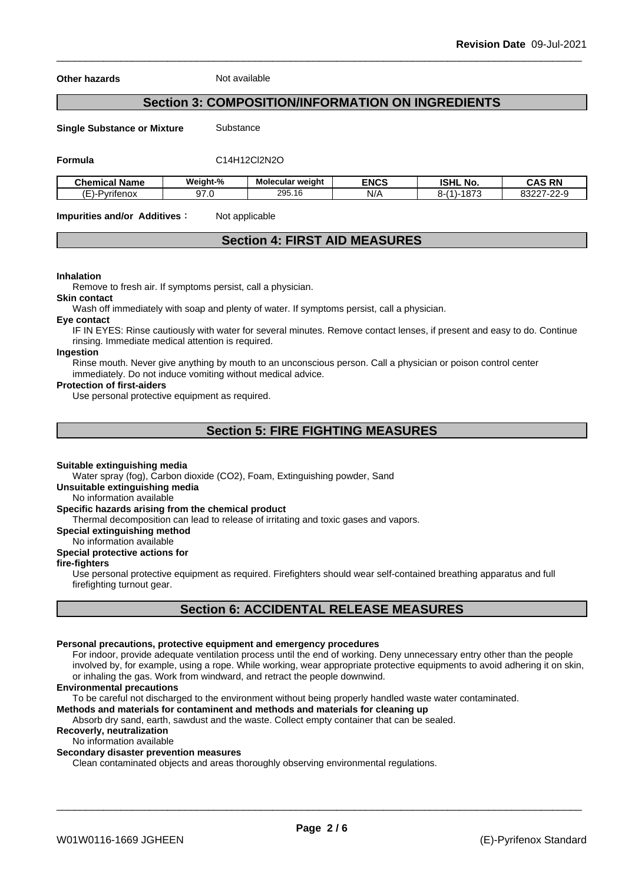**Other hazards** Not available

## Section 3: COMPOSITION/INFORMATION ON INGREDIENTS

**Single Substance or Mixture** Substance

**Formula** C14H12Cl2N2O

| Chemical Name | Weight-% | Molecular weight | ENCS | ISHL No. | CAS RN |
|---|---|---|---|---|---|
| (E)-Pyrifenox | 97.0 | 295.16 | N/A | 8-(1)-1873 | 83227-22-9 |

**Impurities and/or Additives**： Not applicable

## Section 4: FIRST AID MEASURES

**Inhalation**
Remove to fresh air. If symptoms persist, call a physician.

**Skin contact**
Wash off immediately with soap and plenty of water. If symptoms persist, call a physician.

**Eye contact**
IF IN EYES: Rinse cautiously with water for several minutes. Remove contact lenses, if present and easy to do. Continue rinsing. Immediate medical attention is required.

**Ingestion**
Rinse mouth. Never give anything by mouth to an unconscious person. Call a physician or poison control center immediately. Do not induce vomiting without medical advice.

**Protection of first-aiders**
Use personal protective equipment as required.

## Section 5: FIRE FIGHTING MEASURES

**Suitable extinguishing media**
Water spray (fog), Carbon dioxide (CO2), Foam, Extinguishing powder, Sand

**Unsuitable extinguishing media**
No information available

**Specific hazards arising from the chemical product**
Thermal decomposition can lead to release of irritating and toxic gases and vapors.

**Special extinguishing method**
No information available

**Special protective actions for fire-fighters**
Use personal protective equipment as required. Firefighters should wear self-contained breathing apparatus and full firefighting turnout gear.

## Section 6: ACCIDENTAL RELEASE MEASURES

**Personal precautions, protective equipment and emergency procedures**
For indoor, provide adequate ventilation process until the end of working. Deny unnecessary entry other than the people involved by, for example, using a rope. While working, wear appropriate protective equipments to avoid adhering it on skin, or inhaling the gas. Work from windward, and retract the people downwind.

**Environmental precautions**
To be careful not discharged to the environment without being properly handled waste water contaminated.

**Methods and materials for contaminent and methods and materials for cleaning up**
Absorb dry sand, earth, sawdust and the waste. Collect empty container that can be sealed.

**Recoverly, neutralization**
No information available

**Secondary disaster prevention measures**
Clean contaminated objects and areas thoroughly observing environmental regulations.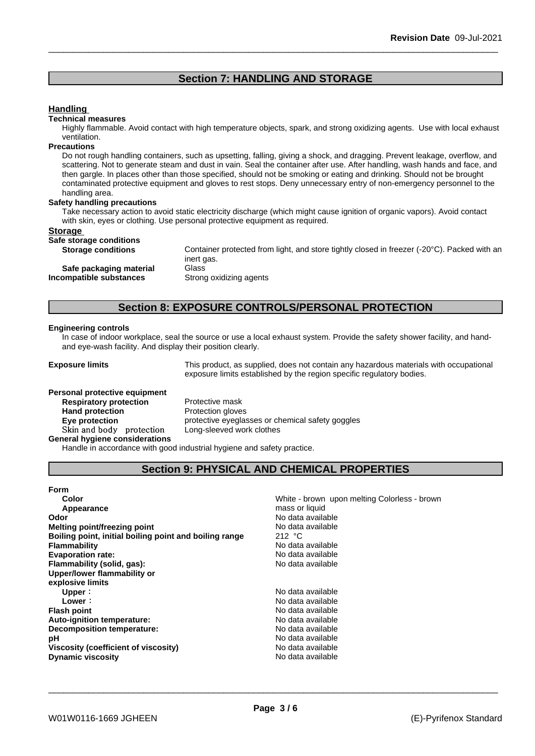## Section 7: HANDLING AND STORAGE

### Handling

**Technical measures**

Highly flammable. Avoid contact with high temperature objects, spark, and strong oxidizing agents. Use with local exhaust ventilation.

**Precautions**

Do not rough handling containers, such as upsetting, falling, giving a shock, and dragging. Prevent leakage, overflow, and scattering. Not to generate steam and dust in vain. Seal the container after use. After handling, wash hands and face, and then gargle. In places other than those specified, should not be smoking or eating and drinking. Should not be brought contaminated protective equipment and gloves to rest stops. Deny unnecessary entry of non-emergency personnel to the handling area.

**Safety handling precautions**

Take necessary action to avoid static electricity discharge (which might cause ignition of organic vapors). Avoid contact with skin, eyes or clothing. Use personal protective equipment as required.

### Storage

**Safe storage conditions**

| | |
|---|---|
| **Storage conditions** | Container protected from light, and store tightly closed in freezer (-20°C). Packed with an inert gas. |
| **Safe packaging material** | Glass |
| **Incompatible substances** | Strong oxidizing agents |

## Section 8: EXPOSURE CONTROLS/PERSONAL PROTECTION

**Engineering controls**

In case of indoor workplace, seal the source or use a local exhaust system. Provide the safety shower facility, and hand- and eye-wash facility. And display their position clearly.

**Exposure limits** This product, as supplied, does not contain any hazardous materials with occupational exposure limits established by the region specific regulatory bodies.

**Personal protective equipment**

| | |
|---|---|
| **Respiratory protection** | Protective mask |
| **Hand protection** | Protection gloves |
| **Eye protection** | protective eyeglasses or chemical safety goggles |
| **Skin and body protection** | Long-sleeved work clothes |

**General hygiene considerations**

Handle in accordance with good industrial hygiene and safety practice.

## Section 9: PHYSICAL AND CHEMICAL PROPERTIES

**Form**

| | |
|---|---|
| **Color** | White - brown upon melting Colorless - brown |
| **Appearance** | mass or liquid |
| **Odor** | No data available |
| **Melting point/freezing point** | No data available |
| **Boiling point, initial boiling point and boiling range** | 212 °C |
| **Flammability** | No data available |
| **Evaporation rate:** | No data available |
| **Flammability (solid, gas):** | No data available |
| **Upper/lower flammability or explosive limits** | |
| **Upper :** | No data available |
| **Lower :** | No data available |
| **Flash point** | No data available |
| **Auto-ignition temperature:** | No data available |
| **Decomposition temperature:** | No data available |
| **pH** | No data available |
| **Viscosity (coefficient of viscosity)** | No data available |
| **Dynamic viscosity** | No data available |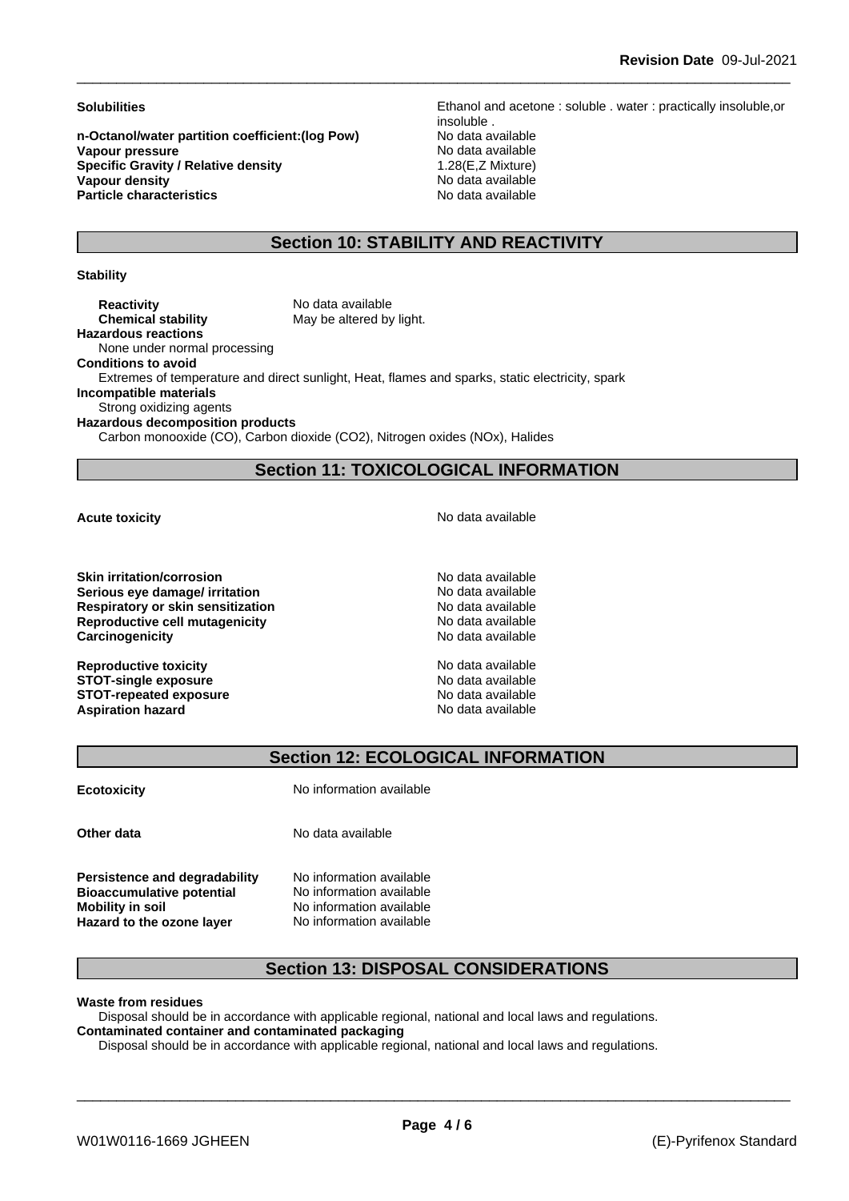| | |
|---|---|
| **Solubilities** | Ethanol and acetone : soluble . water : practically insoluble,or insoluble . |
| **n-Octanol/water partition coefficient:(log Pow)** | No data available |
| **Vapour pressure** | No data available |
| **Specific Gravity / Relative density** | 1.28(E,Z Mixture) |
| **Vapour density** | No data available |
| **Particle characteristics** | No data available |

## Section 10: STABILITY AND REACTIVITY

**Stability**

| | |
|---|---|
| **Reactivity** | No data available |
| **Chemical stability** | May be altered by light. |

**Hazardous reactions**
None under normal processing

**Conditions to avoid**
Extremes of temperature and direct sunlight, Heat, flames and sparks, static electricity, spark

**Incompatible materials**
Strong oxidizing agents

**Hazardous decomposition products**
Carbon monooxide (CO), Carbon dioxide ($CO_2$), Nitrogen oxides (NOx), Halides

## Section 11: TOXICOLOGICAL INFORMATION

| | |
|---|---|
| **Acute toxicity** | No data available |
| **Skin irritation/corrosion** | No data available |
| **Serious eye damage/ irritation** | No data available |
| **Respiratory or skin sensitization** | No data available |
| **Reproductive cell mutagenicity** | No data available |
| **Carcinogenicity** | No data available |
| **Reproductive toxicity** | No data available |
| **STOT-single exposure** | No data available |
| **STOT-repeated exposure** | No data available |
| **Aspiration hazard** | No data available |

## Section 12: ECOLOGICAL INFORMATION

| | |
|---|---|
| **Ecotoxicity** | No information available |
| **Other data** | No data available |
| **Persistence and degradability** | No information available |
| **Bioaccumulative potential** | No information available |
| **Mobility in soil** | No information available |
| **Hazard to the ozone layer** | No information available |

## Section 13: DISPOSAL CONSIDERATIONS

**Waste from residues**
Disposal should be in accordance with applicable regional, national and local laws and regulations.

**Contaminated container and contaminated packaging**
Disposal should be in accordance with applicable regional, national and local laws and regulations.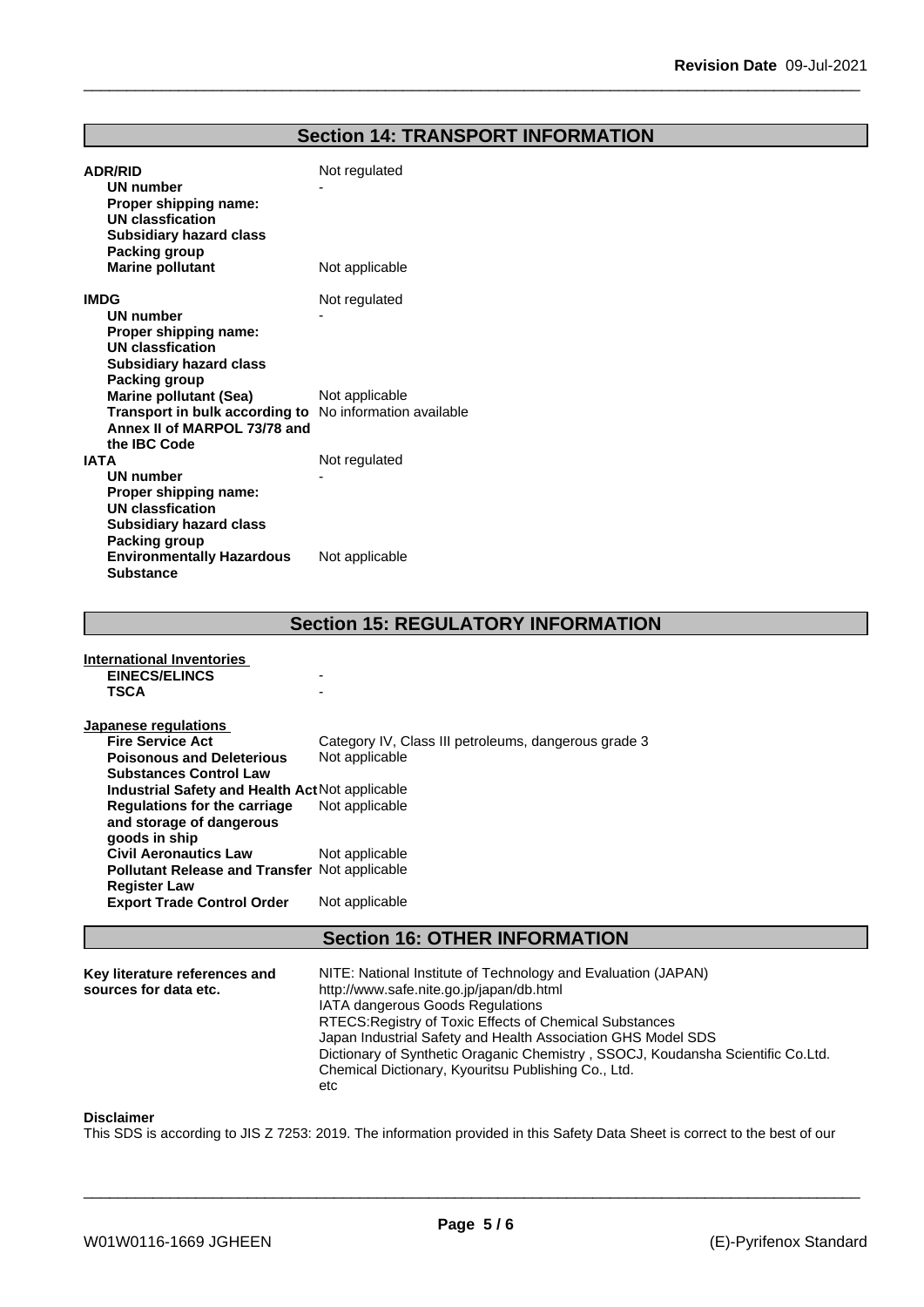## Section 14: TRANSPORT INFORMATION

**ADR/RID** Not regulated

| | |
|---|---|
| **UN number** | - |
| **Proper shipping name:** | |
| **UN classfication** | |
| **Subsidiary hazard class** | |
| **Packing group** | |
| **Marine pollutant** | Not applicable |

**IMDG** Not regulated

| | |
|---|---|
| **UN number** | - |
| **Proper shipping name:** | |
| **UN classfication** | |
| **Subsidiary hazard class** | |
| **Packing group** | |
| **Marine pollutant (Sea)** | Not applicable |
| **Transport in bulk according to Annex II of MARPOL 73/78 and the IBC Code** | No information available |

**IATA** Not regulated

| | |
|---|---|
| **UN number** | - |
| **Proper shipping name:** | |
| **UN classfication** | |
| **Subsidiary hazard class** | |
| **Packing group** | |
| **Environmentally Hazardous Substance** | Not applicable |

## Section 15: REGULATORY INFORMATION

**International Inventories**

| | |
|---|---|
| **EINECS/ELINCS** | - |
| **TSCA** | - |

**Japanese regulations**

| | |
|---|---|
| **Fire Service Act** | Category IV, Class III petroleums, dangerous grade 3 |
| **Poisonous and Deleterious Substances Control Law** | Not applicable |
| **Industrial Safety and Health Act** | Not applicable |
| **Regulations for the carriage and storage of dangerous goods in ship** | Not applicable |
| **Civil Aeronautics Law** | Not applicable |
| **Pollutant Release and Transfer Register Law** | Not applicable |
| **Export Trade Control Order** | Not applicable |

## Section 16: OTHER INFORMATION

**Key literature references and sources for data etc.**

NITE: National Institute of Technology and Evaluation (JAPAN)
http://www.safe.nite.go.jp/japan/db.html
IATA dangerous Goods Regulations
RTECS:Registry of Toxic Effects of Chemical Substances
Japan Industrial Safety and Health Association GHS Model SDS
Dictionary of Synthetic Oraganic Chemistry , SSOCJ, Koudansha Scientific Co.Ltd.
Chemical Dictionary, Kyouritsu Publishing Co., Ltd.
etc

**Disclaimer**

This SDS is according to JIS Z 7253: 2019. The information provided in this Safety Data Sheet is correct to the best of our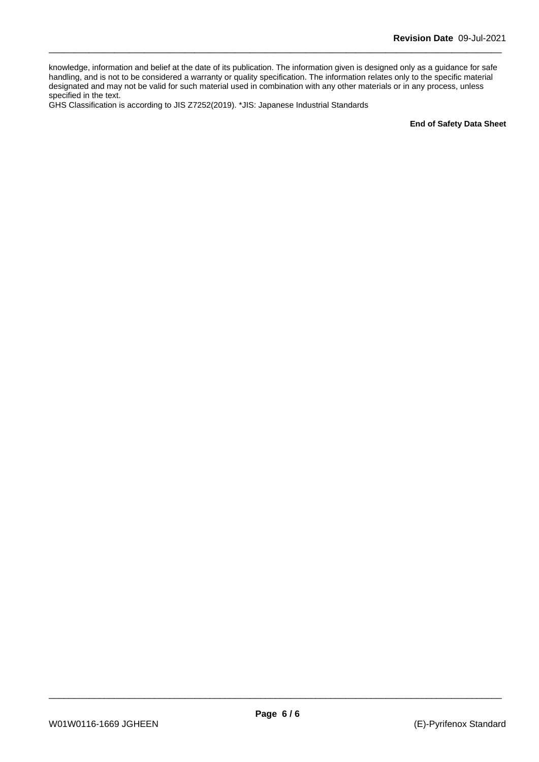knowledge, information and belief at the date of its publication. The information given is designed only as a guidance for safe handling, and is not to be considered a warranty or quality specification. The information relates only to the specific material designated and may not be valid for such material used in combination with any other materials or in any process, unless specified in the text.
GHS Classification is according to JIS Z7252(2019). *JIS: Japanese Industrial Standards

**End of Safety Data Sheet**